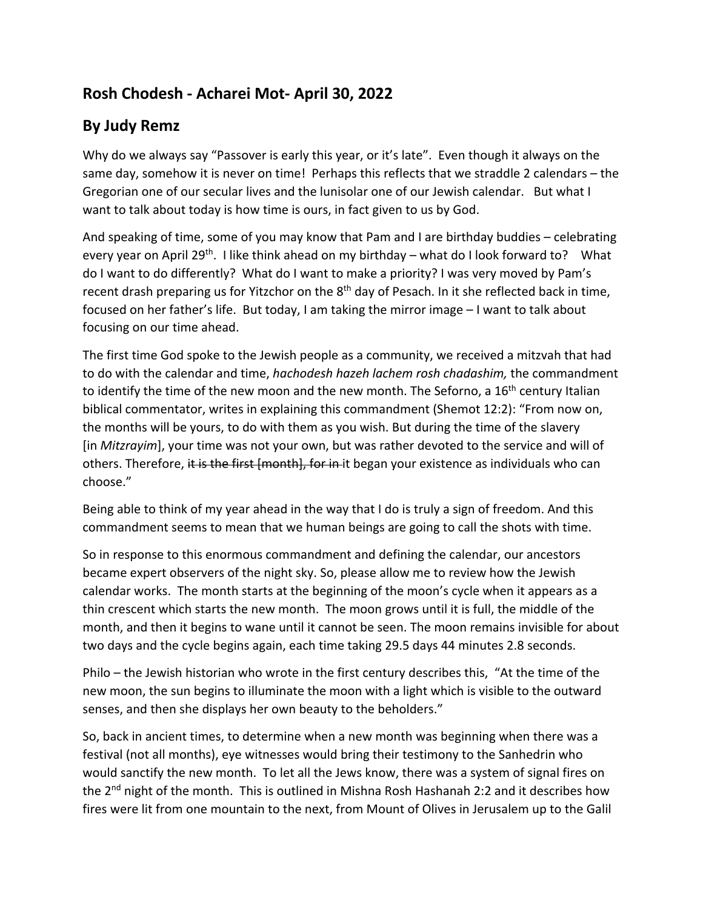## Rosh Chodesh - Acharei Mot- April 30, 2022

## By Judy Remz

Why do we always say "Passover is early this year, or it's late". Even though it always on the same day, somehow it is never on time! Perhaps this reflects that we straddle 2 calendars – the Gregorian one of our secular lives and the lunisolar one of our Jewish calendar. But what I want to talk about today is how time is ours, in fact given to us by God.

And speaking of time, some of you may know that Pam and I are birthday buddies – celebrating every year on April 29th. I like think ahead on my birthday – what do I look forward to? What do I want to do differently? What do I want to make a priority? I was very moved by Pam's recent drash preparing us for Yitzchor on the 8th day of Pesach. In it she reflected back in time, focused on her father's life. But today, I am taking the mirror image – I want to talk about focusing on our time ahead.

The first time God spoke to the Jewish people as a community, we received a mitzvah that had to do with the calendar and time, *hachodesh hazeh lachem rosh chadashim,* the commandment to identify the time of the new moon and the new month. The Seforno, a 16th century Italian biblical commentator, writes in explaining this commandment (Shemot 12:2): "From now on, the months will be yours, to do with them as you wish. But during the time of the slavery [in *Mitzrayim*], your time was not your own, but was rather devoted to the service and will of others. Therefore, ~~it is the first [month], for in~~ it began your existence as individuals who can choose."

Being able to think of my year ahead in the way that I do is truly a sign of freedom. And this commandment seems to mean that we human beings are going to call the shots with time.

So in response to this enormous commandment and defining the calendar, our ancestors became expert observers of the night sky. So, please allow me to review how the Jewish calendar works. The month starts at the beginning of the moon's cycle when it appears as a thin crescent which starts the new month. The moon grows until it is full, the middle of the month, and then it begins to wane until it cannot be seen. The moon remains invisible for about two days and the cycle begins again, each time taking 29.5 days 44 minutes 2.8 seconds.

Philo – the Jewish historian who wrote in the first century describes this, "At the time of the new moon, the sun begins to illuminate the moon with a light which is visible to the outward senses, and then she displays her own beauty to the beholders."

So, back in ancient times, to determine when a new month was beginning when there was a festival (not all months), eye witnesses would bring their testimony to the Sanhedrin who would sanctify the new month. To let all the Jews know, there was a system of signal fires on the 2nd night of the month. This is outlined in Mishna Rosh Hashanah 2:2 and it describes how fires were lit from one mountain to the next, from Mount of Olives in Jerusalem up to the Galil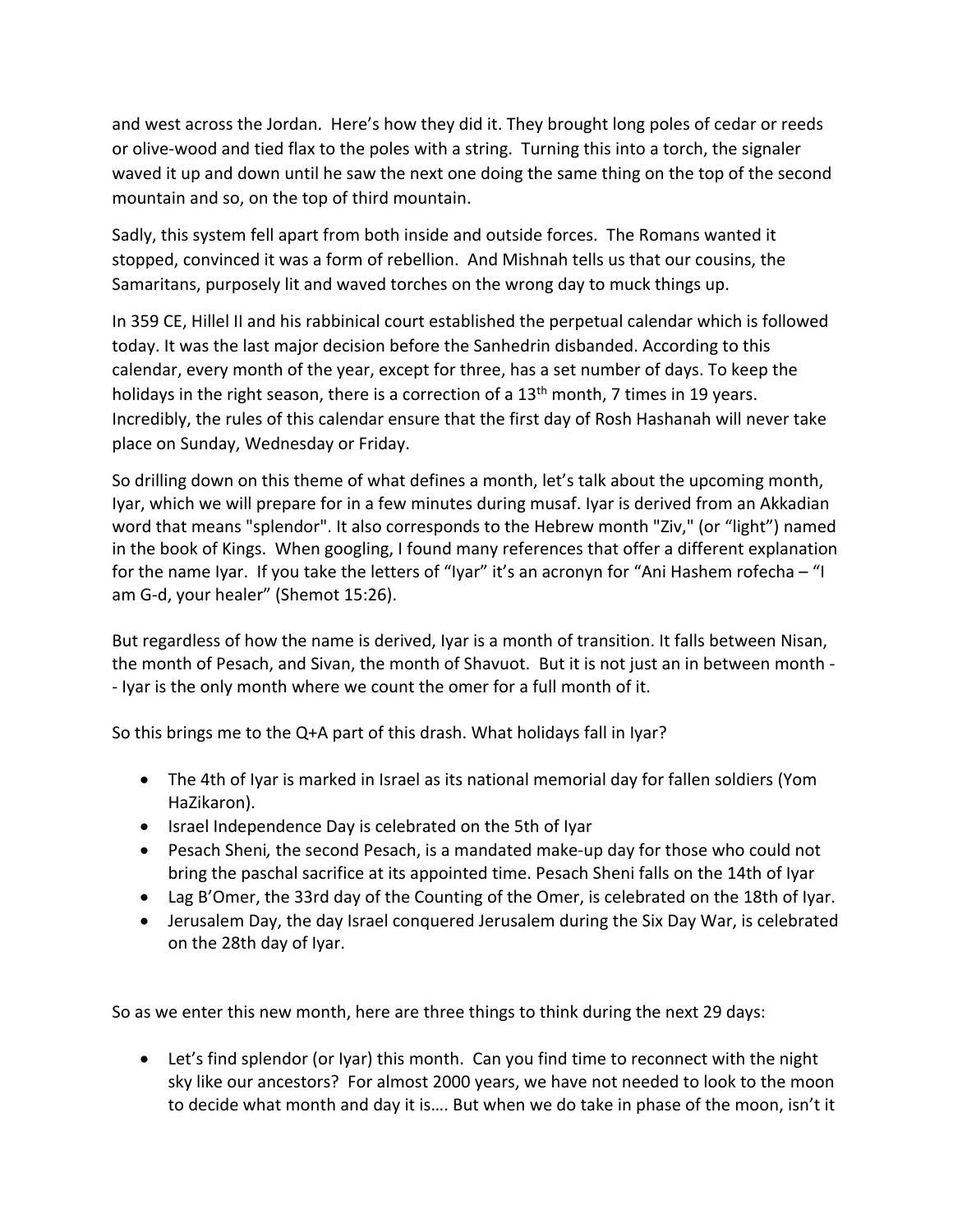and west across the Jordan.  Here's how they did it. They brought long poles of cedar or reeds or olive-wood and tied flax to the poles with a string.  Turning this into a torch, the signaler waved it up and down until he saw the next one doing the same thing on the top of the second mountain and so, on the top of third mountain.

Sadly, this system fell apart from both inside and outside forces.  The Romans wanted it stopped, convinced it was a form of rebellion.  And Mishnah tells us that our cousins, the Samaritans, purposely lit and waved torches on the wrong day to muck things up.

In 359 CE, Hillel II and his rabbinical court established the perpetual calendar which is followed today. It was the last major decision before the Sanhedrin disbanded. According to this calendar, every month of the year, except for three, has a set number of days. To keep the holidays in the right season, there is a correction of a 13th month, 7 times in 19 years. Incredibly, the rules of this calendar ensure that the first day of Rosh Hashanah will never take place on Sunday, Wednesday or Friday.

So drilling down on this theme of what defines a month, let's talk about the upcoming month, Iyar, which we will prepare for in a few minutes during musaf. Iyar is derived from an Akkadian word that means "splendor". It also corresponds to the Hebrew month "Ziv," (or "light") named in the book of Kings.  When googling, I found many references that offer a different explanation for the name Iyar.  If you take the letters of "Iyar" it's an acronyn for "Ani Hashem rofecha – "I am G-d, your healer" (Shemot 15:26).

But regardless of how the name is derived, Iyar is a month of transition. It falls between Nisan, the month of Pesach, and Sivan, the month of Shavuot.  But it is not just an in between month -- Iyar is the only month where we count the omer for a full month of it.

So this brings me to the Q+A part of this drash. What holidays fall in Iyar?

- The 4th of Iyar is marked in Israel as its national memorial day for fallen soldiers (Yom HaZikaron).
- Israel Independence Day is celebrated on the 5th of Iyar
- Pesach Sheni*,* the second Pesach, is a mandated make-up day for those who could not bring the paschal sacrifice at its appointed time. Pesach Sheni falls on the 14th of Iyar
- Lag B'Omer, the 33rd day of the Counting of the Omer, is celebrated on the 18th of Iyar.
- Jerusalem Day, the day Israel conquered Jerusalem during the Six Day War, is celebrated on the 28th day of Iyar.

So as we enter this new month, here are three things to think during the next 29 days:

- Let's find splendor (or Iyar) this month.  Can you find time to reconnect with the night sky like our ancestors?  For almost 2000 years, we have not needed to look to the moon to decide what month and day it is…. But when we do take in phase of the moon, isn't it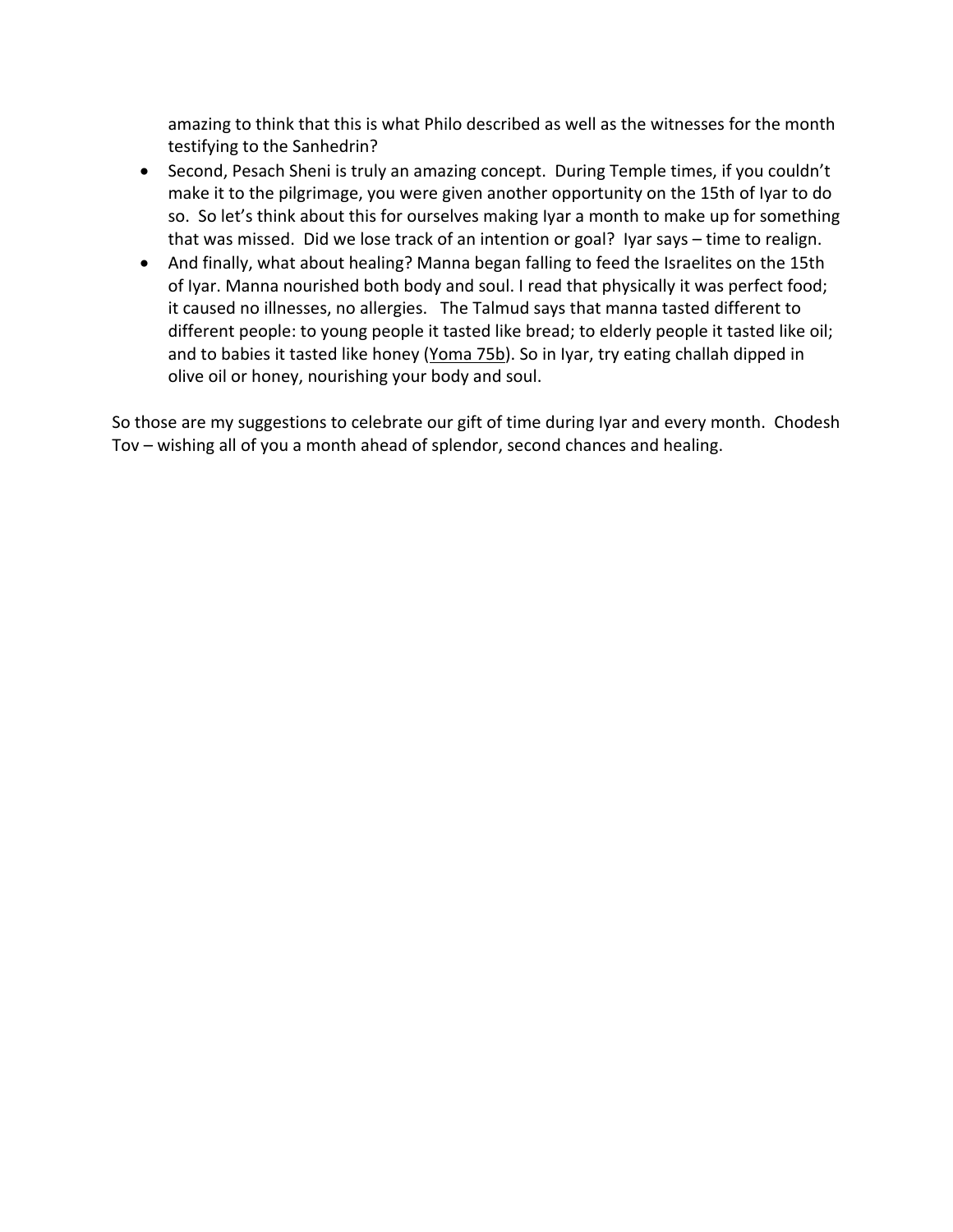amazing to think that this is what Philo described as well as the witnesses for the month testifying to the Sanhedrin?

- Second, Pesach Sheni is truly an amazing concept. During Temple times, if you couldn't make it to the pilgrimage, you were given another opportunity on the 15th of Iyar to do so. So let's think about this for ourselves making Iyar a month to make up for something that was missed. Did we lose track of an intention or goal? Iyar says – time to realign.
- And finally, what about healing? Manna began falling to feed the Israelites on the 15th of Iyar. Manna nourished both body and soul. I read that physically it was perfect food; it caused no illnesses, no allergies. The Talmud says that manna tasted different to different people: to young people it tasted like bread; to elderly people it tasted like oil; and to babies it tasted like honey (Yoma 75b). So in Iyar, try eating challah dipped in olive oil or honey, nourishing your body and soul.

So those are my suggestions to celebrate our gift of time during Iyar and every month. Chodesh Tov – wishing all of you a month ahead of splendor, second chances and healing.